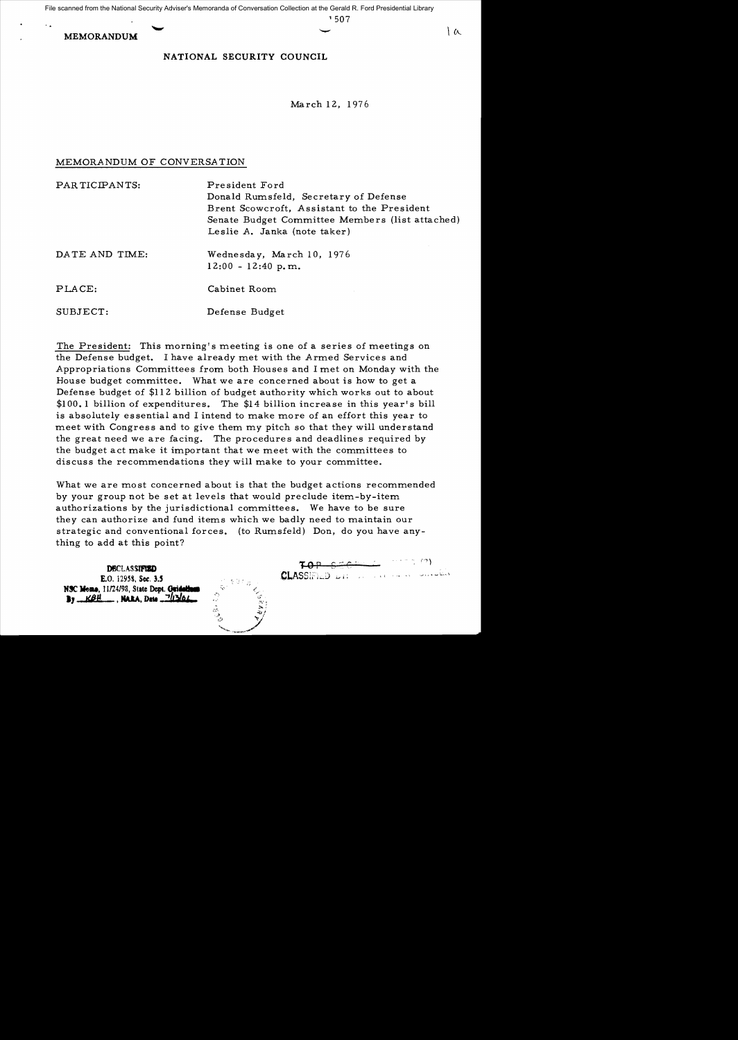File scanned from the National Security Adviser's Memoranda of Conversation Collection at the Gerald R. Ford Presidential Library

MEMORANDUM

NATIONAL SECURITY COUNCIL

March 12, 1976

MEMORANDUM OF CONVERSATION

| | |
|---|---|
| PARTICIPANTS: | President Ford<br>Donald Rumsfeld, Secretary of Defense<br>Brent Scowcroft, Assistant to the President<br>Senate Budget Committee Members (list attached)<br>Leslie A. Janka (note taker) |
| DATE AND TIME: | Wednesday, March 10, 1976<br>12:00 - 12:40 p.m. |
| PLACE: | Cabinet Room |
| SUBJECT: | Defense Budget |

The President: This morning's meeting is one of a series of meetings on the Defense budget. I have already met with the Armed Services and Appropriations Committees from both Houses and I met on Monday with the House budget committee. What we are concerned about is how to get a Defense budget of \$112 billion of budget authority which works out to about \$100.1 billion of expenditures. The \$14 billion increase in this year's bill is absolutely essential and I intend to make more of an effort this year to meet with Congress and to give them my pitch so that they will understand the great need we are facing. The procedures and deadlines required by the budget act make it important that we meet with the committees to discuss the recommendations they will make to your committee.

What we are most concerned about is that the budget actions recommended by your group not be set at levels that would preclude item-by-item authorizations by the jurisdictional committees. We have to be sure they can authorize and fund items which we badly need to maintain our strategic and conventional forces. (to Rumsfeld) Don, do you have anything to add at this point?

DECLASSIFIED
E.O. 12958, Sec. 3.5
NSC Memo, 11/24/98, State Dept. Guidelines
By KBH, NARA, Date 7/13/01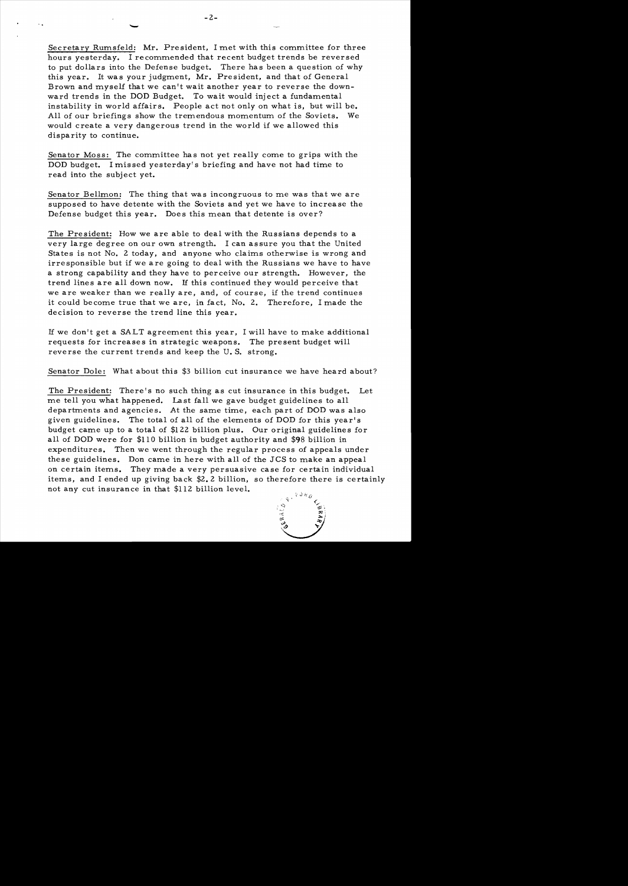Secretary Rumsfeld: Mr. President, I met with this committee for three hours yesterday. I recommended that recent budget trends be reversed to put dollars into the Defense budget. There has been a question of why this year. It was your judgment, Mr. President, and that of General Brown and myself that we can't wait another year to reverse the downward trends in the DOD Budget. To wait would inject a fundamental instability in world affairs. People act not only on what is, but will be. All of our briefings show the tremendous momentum of the Soviets. We would create a very dangerous trend in the world if we allowed this disparity to continue.

Senator Moss: The committee has not yet really come to grips with the DOD budget. I missed yesterday's briefing and have not had time to read into the subject yet.

Senator Bellmon: The thing that was incongruous to me was that we are supposed to have detente with the Soviets and yet we have to increase the Defense budget this year. Does this mean that detente is over?

The President: How we are able to deal with the Russians depends to a very large degree on our own strength. I can assure you that the United States is not No. 2 today, and anyone who claims otherwise is wrong and irresponsible but if we are going to deal with the Russians we have to have a strong capability and they have to perceive our strength. However, the trend lines are all down now. If this continued they would perceive that we are weaker than we really are, and, of course, if the trend continues it could become true that we are, in fact, No. 2. Therefore, I made the decision to reverse the trend line this year.

If we don't get a SALT agreement this year, I will have to make additional requests for increases in strategic weapons. The present budget will reverse the current trends and keep the U. S. strong.

Senator Dole: What about this $3 billion cut insurance we have heard about?

The President: There's no such thing as cut insurance in this budget. Let me tell you what happened. Last fall we gave budget guidelines to all departments and agencies. At the same time, each part of DOD was also given guidelines. The total of all of the elements of DOD for this year's budget came up to a total of $122 billion plus. Our original guidelines for all of DOD were for $110 billion in budget authority and $98 billion in expenditures. Then we went through the regular process of appeals under these guidelines. Don came in here with all of the JCS to make an appeal on certain items. They made a very persuasive case for certain individual items, and I ended up giving back $2.2 billion, so therefore there is certainly not any cut insurance in that $112 billion level.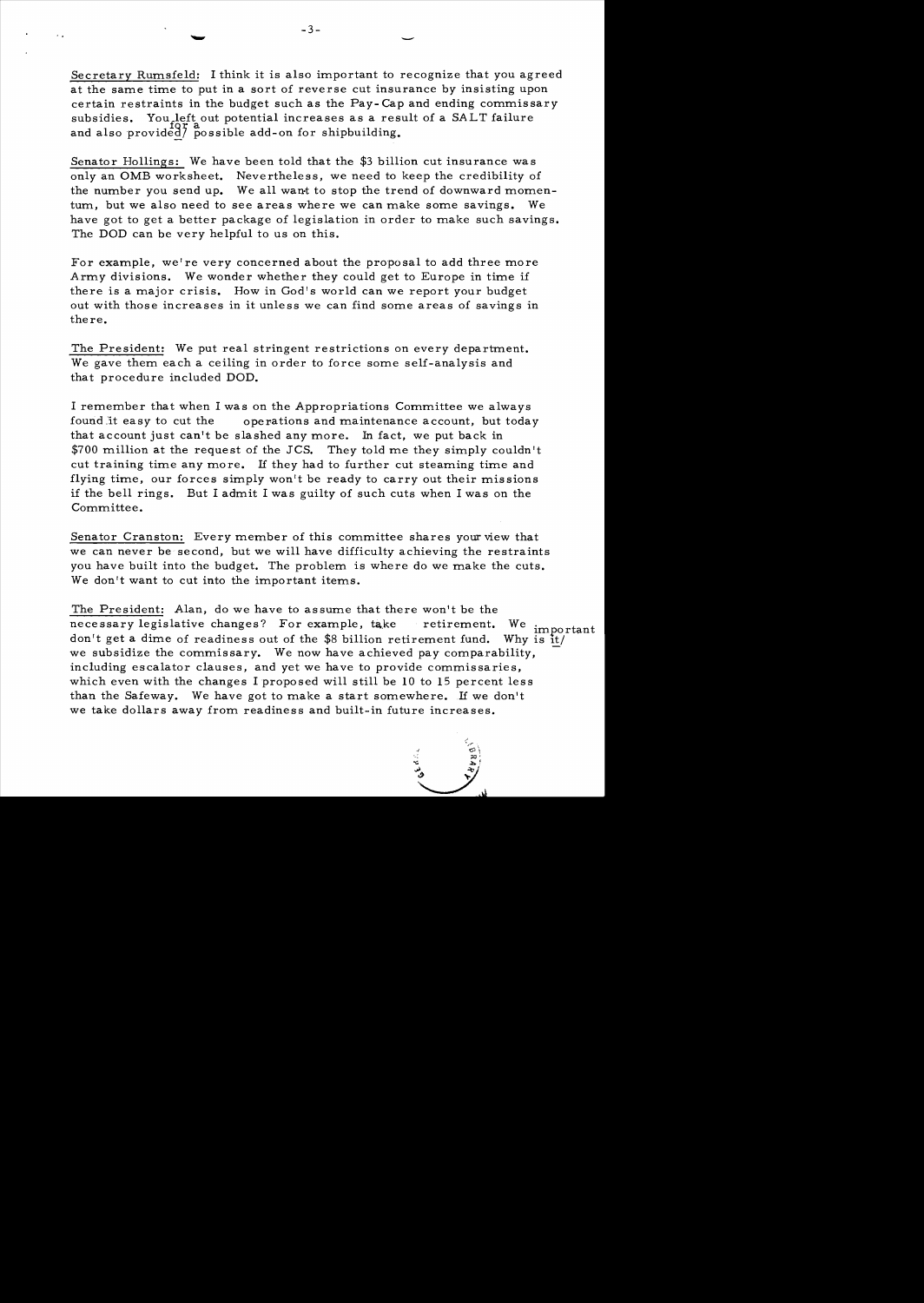Secretary Rumsfeld: I think it is also important to recognize that you agreed at the same time to put in a sort of reverse cut insurance by insisting upon certain restraints in the budget such as the Pay-Cap and ending commissary subsidies. You left out potential increases as a result of a SALT failure and also provided for a possible add-on for shipbuilding.

Senator Hollings: We have been told that the $3 billion cut insurance was only an OMB worksheet. Nevertheless, we need to keep the credibility of the number you send up. We all want to stop the trend of downward momentum, but we also need to see areas where we can make some savings. We have got to get a better package of legislation in order to make such savings. The DOD can be very helpful to us on this.

For example, we're very concerned about the proposal to add three more Army divisions. We wonder whether they could get to Europe in time if there is a major crisis. How in God's world can we report your budget out with those increases in it unless we can find some areas of savings in there.

The President: We put real stringent restrictions on every department. We gave them each a ceiling in order to force some self-analysis and that procedure included DOD.

I remember that when I was on the Appropriations Committee we always found it easy to cut the operations and maintenance account, but today that account just can't be slashed any more. In fact, we put back in $700 million at the request of the JCS. They told me they simply couldn't cut training time any more. If they had to further cut steaming time and flying time, our forces simply won't be ready to carry out their missions if the bell rings. But I admit I was guilty of such cuts when I was on the Committee.

Senator Cranston: Every member of this committee shares your view that we can never be second, but we will have difficulty achieving the restraints you have built into the budget. The problem is where do we make the cuts. We don't want to cut into the important items.

The President: Alan, do we have to assume that there won't be the necessary legislative changes? For example, take retirement. We don't get a dime of readiness out of the $8 billion retirement fund. Why is it important we subsidize the commissary. We now have achieved pay comparability, including escalator clauses, and yet we have to provide commissaries, which even with the changes I proposed will still be 10 to 15 percent less than the Safeway. We have got to make a start somewhere. If we don't we take dollars away from readiness and built-in future increases.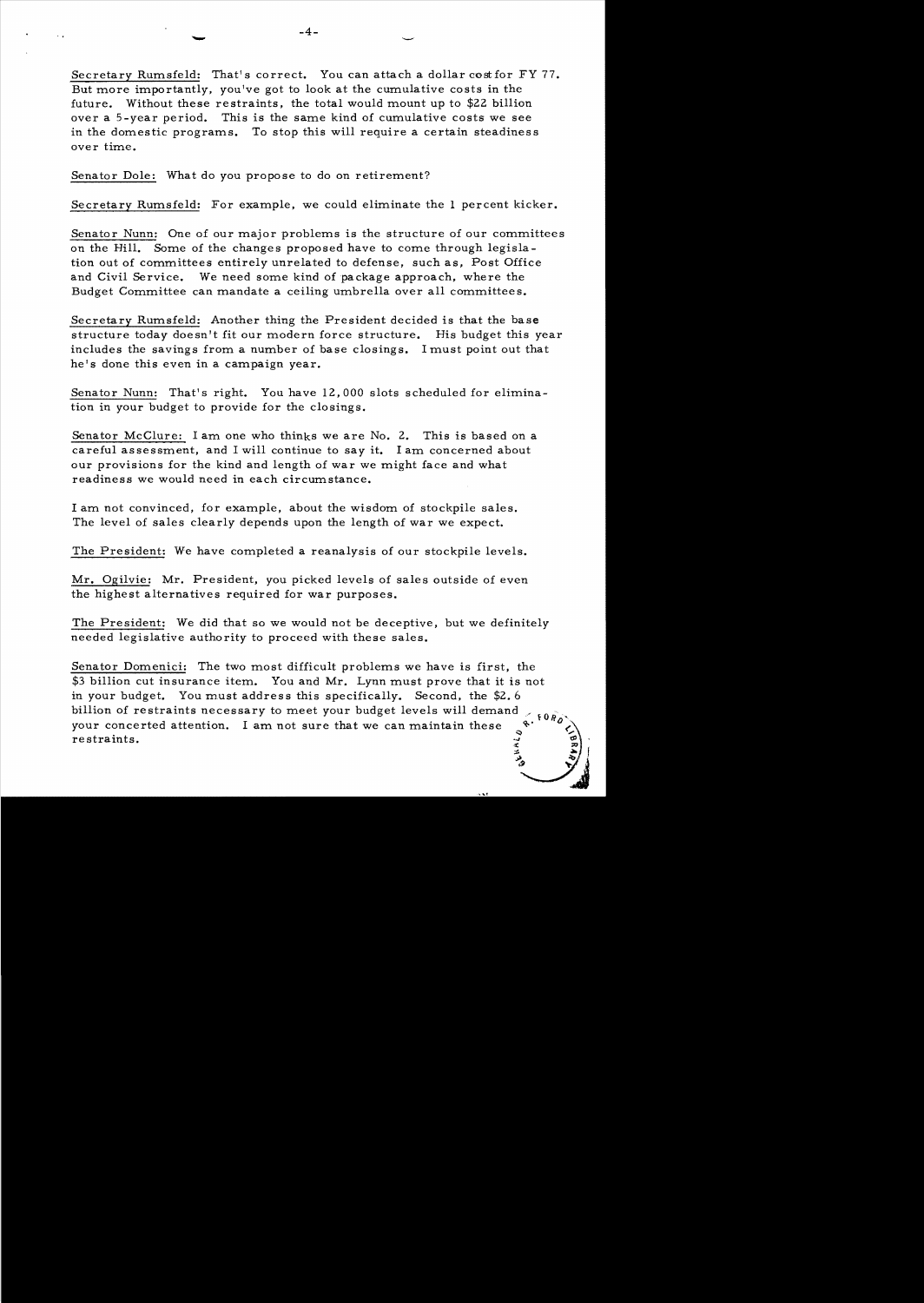Secretary Rumsfeld: That's correct. You can attach a dollar cost for FY 77. But more importantly, you've got to look at the cumulative costs in the future. Without these restraints, the total would mount up to $22 billion over a 5-year period. This is the same kind of cumulative costs we see in the domestic programs. To stop this will require a certain steadiness over time.

Senator Dole: What do you propose to do on retirement?

Secretary Rumsfeld: For example, we could eliminate the 1 percent kicker.

Senator Nunn: One of our major problems is the structure of our committees on the Hill. Some of the changes proposed have to come through legislation out of committees entirely unrelated to defense, such as, Post Office and Civil Service. We need some kind of package approach, where the Budget Committee can mandate a ceiling umbrella over all committees.

Secretary Rumsfeld: Another thing the President decided is that the base structure today doesn't fit our modern force structure. His budget this year includes the savings from a number of base closings. I must point out that he's done this even in a campaign year.

Senator Nunn: That's right. You have 12,000 slots scheduled for elimination in your budget to provide for the closings.

Senator McClure: I am one who thinks we are No. 2. This is based on a careful assessment, and I will continue to say it. I am concerned about our provisions for the kind and length of war we might face and what readiness we would need in each circumstance.

I am not convinced, for example, about the wisdom of stockpile sales. The level of sales clearly depends upon the length of war we expect.

The President: We have completed a reanalysis of our stockpile levels.

Mr. Ogilvie: Mr. President, you picked levels of sales outside of even the highest alternatives required for war purposes.

The President: We did that so we would not be deceptive, but we definitely needed legislative authority to proceed with these sales.

Senator Domenici: The two most difficult problems we have is first, the $3 billion cut insurance item. You and Mr. Lynn must prove that it is not in your budget. You must address this specifically. Second, the $2.6 billion of restraints necessary to meet your budget levels will demand your concerted attention. I am not sure that we can maintain these restraints.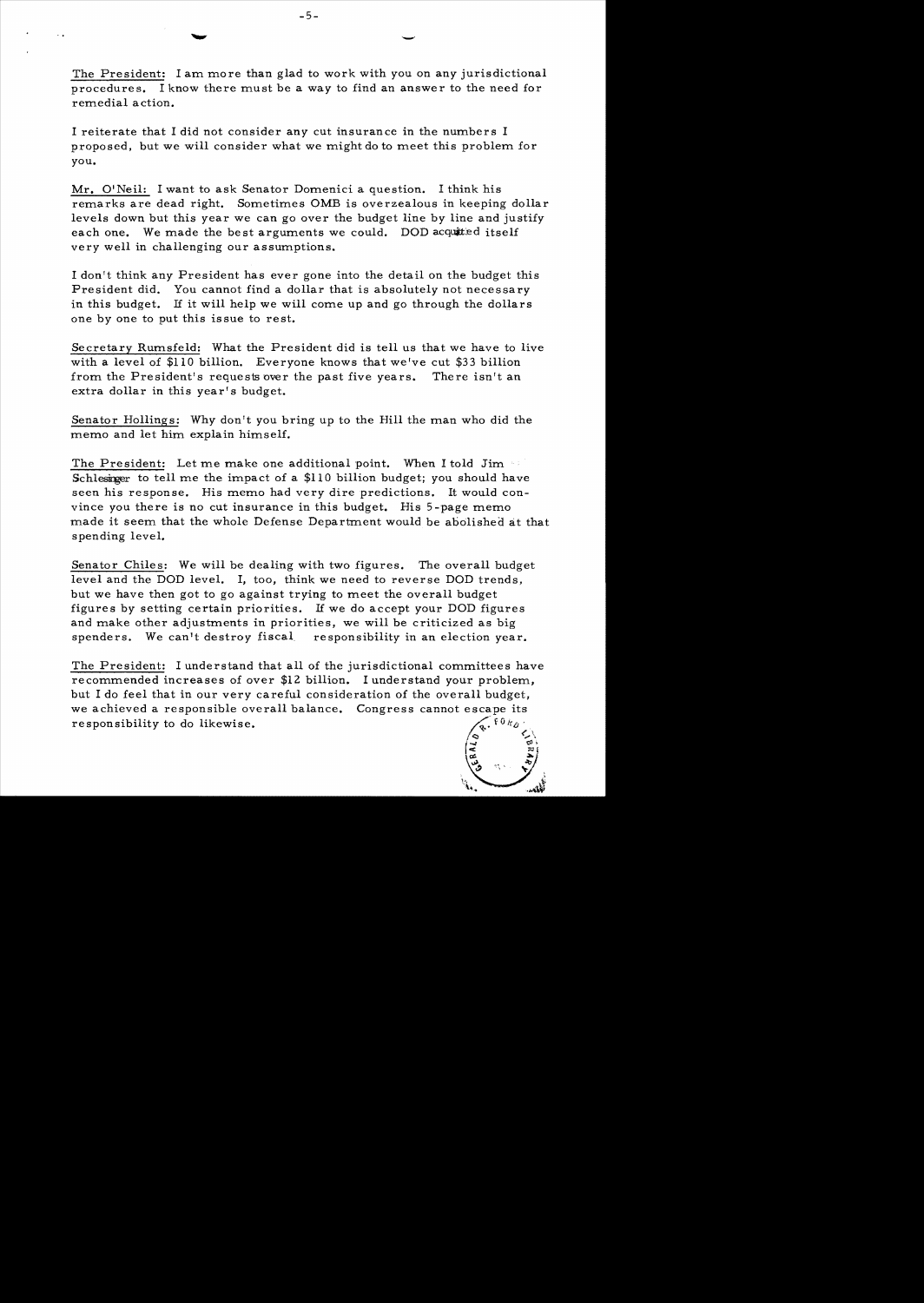The President: I am more than glad to work with you on any jurisdictional procedures. I know there must be a way to find an answer to the need for remedial action.

I reiterate that I did not consider any cut insurance in the numbers I proposed, but we will consider what we might do to meet this problem for you.

Mr. O'Neil: I want to ask Senator Domenici a question. I think his remarks are dead right. Sometimes OMB is overzealous in keeping dollar levels down but this year we can go over the budget line by line and justify each one. We made the best arguments we could. DOD acquitted itself very well in challenging our assumptions.

I don't think any President has ever gone into the detail on the budget this President did. You cannot find a dollar that is absolutely not necessary in this budget. If it will help we will come up and go through the dollars one by one to put this issue to rest.

Secretary Rumsfeld: What the President did is tell us that we have to live with a level of $110 billion. Everyone knows that we've cut $33 billion from the President's requests over the past five years. There isn't an extra dollar in this year's budget.

Senator Hollings: Why don't you bring up to the Hill the man who did the memo and let him explain himself.

The President: Let me make one additional point. When I told Jim Schlesinger to tell me the impact of a $110 billion budget; you should have seen his response. His memo had very dire predictions. It would convince you there is no cut insurance in this budget. His 5-page memo made it seem that the whole Defense Department would be abolished at that spending level.

Senator Chiles: We will be dealing with two figures. The overall budget level and the DOD level. I, too, think we need to reverse DOD trends, but we have then got to go against trying to meet the overall budget figures by setting certain priorities. If we do accept your DOD figures and make other adjustments in priorities, we will be criticized as big spenders. We can't destroy fiscal responsibility in an election year.

The President: I understand that all of the jurisdictional committees have recommended increases of over $12 billion. I understand your problem, but I do feel that in our very careful consideration of the overall budget, we achieved a responsible overall balance. Congress cannot escape its responsibility to do likewise.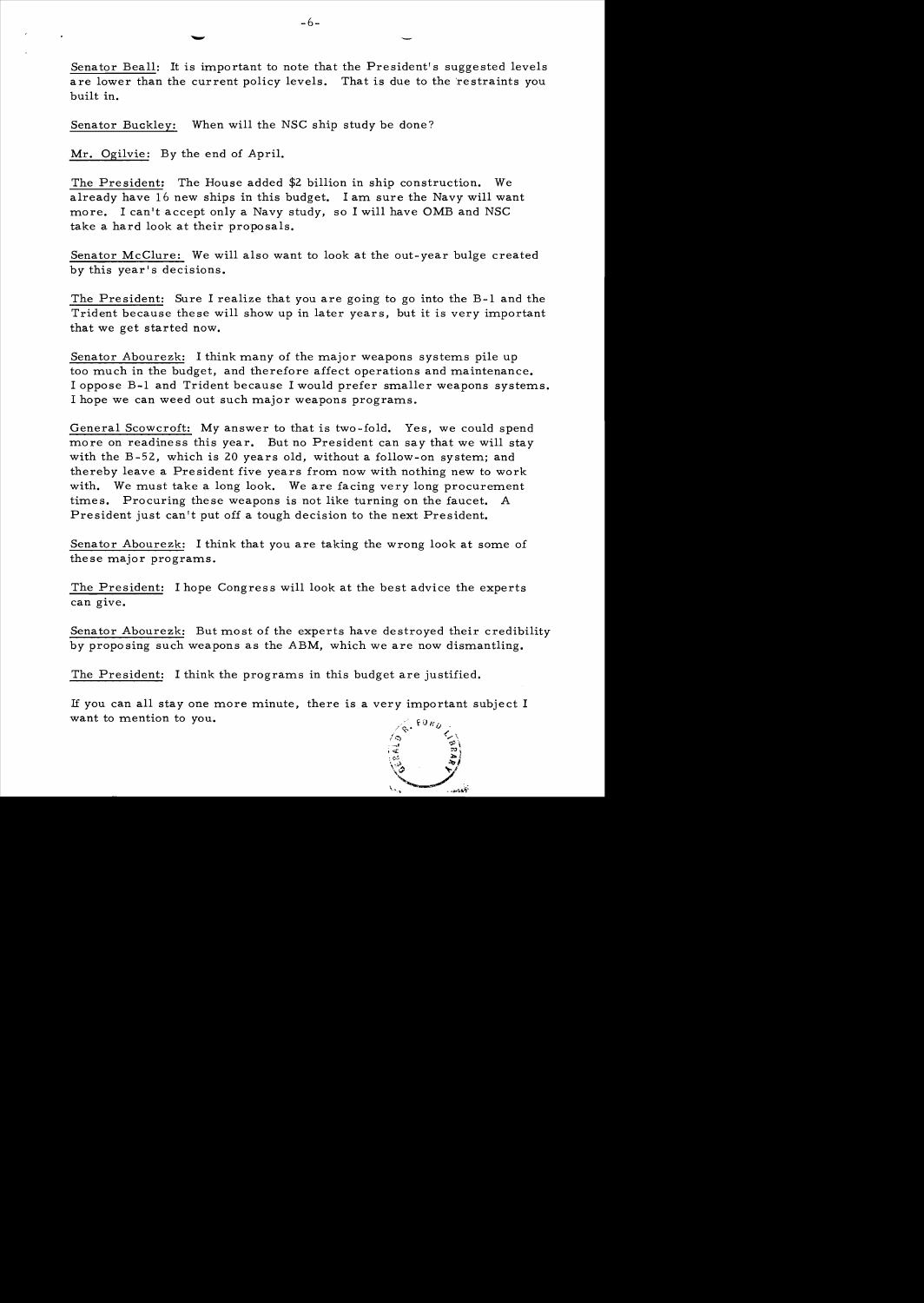Senator Beall: It is important to note that the President's suggested levels are lower than the current policy levels. That is due to the restraints you built in.

Senator Buckley: When will the NSC ship study be done?

Mr. Ogilvie: By the end of April.

The President: The House added $2 billion in ship construction. We already have 16 new ships in this budget. I am sure the Navy will want more. I can't accept only a Navy study, so I will have OMB and NSC take a hard look at their proposals.

Senator McClure: We will also want to look at the out-year bulge created by this year's decisions.

The President: Sure I realize that you are going to go into the B-1 and the Trident because these will show up in later years, but it is very important that we get started now.

Senator Abourezk: I think many of the major weapons systems pile up too much in the budget, and therefore affect operations and maintenance. I oppose B-1 and Trident because I would prefer smaller weapons systems. I hope we can weed out such major weapons programs.

General Scowcroft: My answer to that is two-fold. Yes, we could spend more on readiness this year. But no President can say that we will stay with the B-52, which is 20 years old, without a follow-on system; and thereby leave a President five years from now with nothing new to work with. We must take a long look. We are facing very long procurement times. Procuring these weapons is not like turning on the faucet. A President just can't put off a tough decision to the next President.

Senator Abourezk: I think that you are taking the wrong look at some of these major programs.

The President: I hope Congress will look at the best advice the experts can give.

Senator Abourezk: But most of the experts have destroyed their credibility by proposing such weapons as the ABM, which we are now dismantling.

The President: I think the programs in this budget are justified.

If you can all stay one more minute, there is a very important subject I want to mention to you.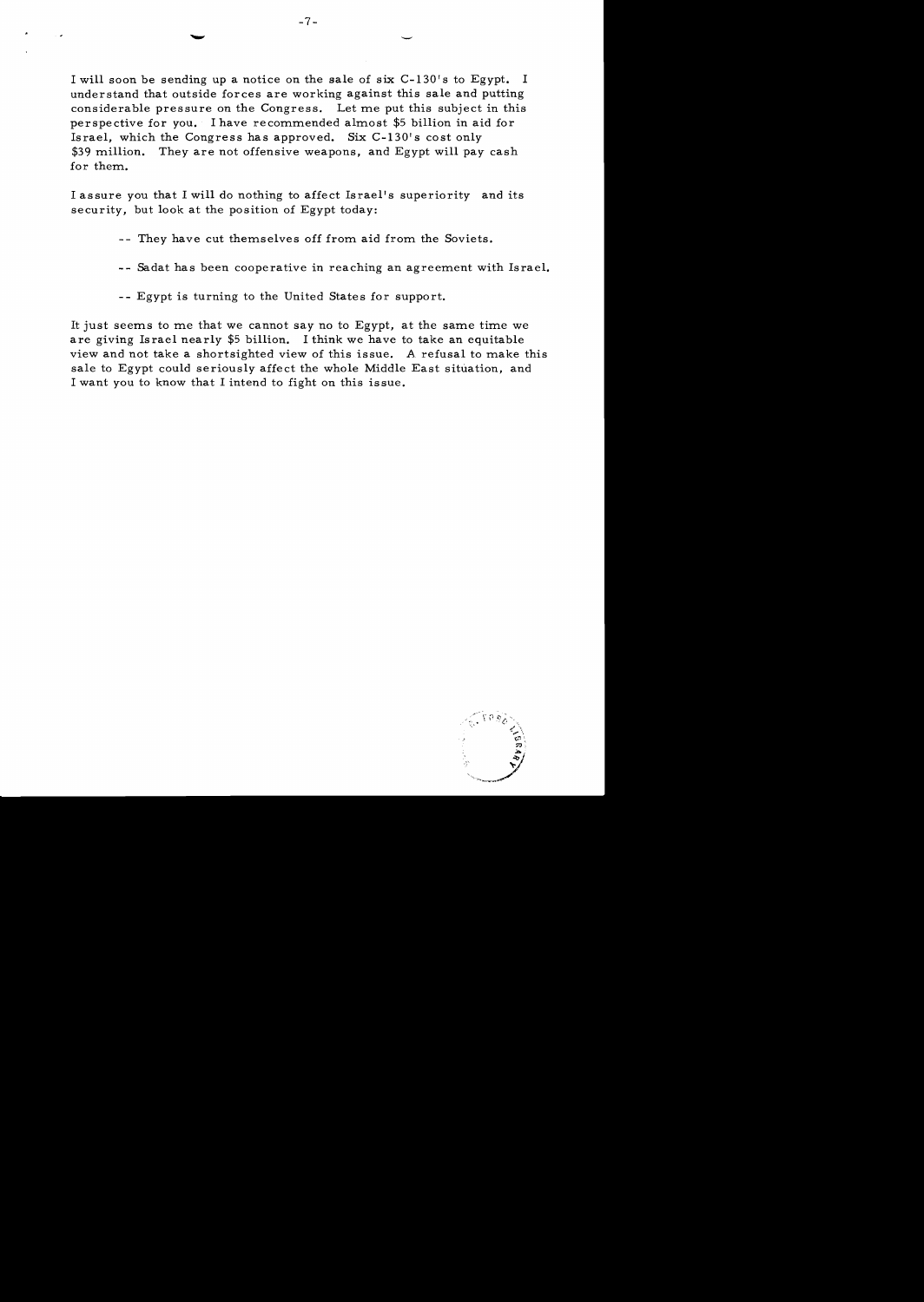I will soon be sending up a notice on the sale of six C-130's to Egypt. I understand that outside forces are working against this sale and putting considerable pressure on the Congress. Let me put this subject in this perspective for you. I have recommended almost $5 billion in aid for Israel, which the Congress has approved. Six C-130's cost only $39 million. They are not offensive weapons, and Egypt will pay cash for them.

I assure you that I will do nothing to affect Israel's superiority and its security, but look at the position of Egypt today:

- -- They have cut themselves off from aid from the Soviets.
- -- Sadat has been cooperative in reaching an agreement with Israel.
- -- Egypt is turning to the United States for support.

It just seems to me that we cannot say no to Egypt, at the same time we are giving Israel nearly $5 billion. I think we have to take an equitable view and not take a shortsighted view of this issue. A refusal to make this sale to Egypt could seriously affect the whole Middle East situation, and I want you to know that I intend to fight on this issue.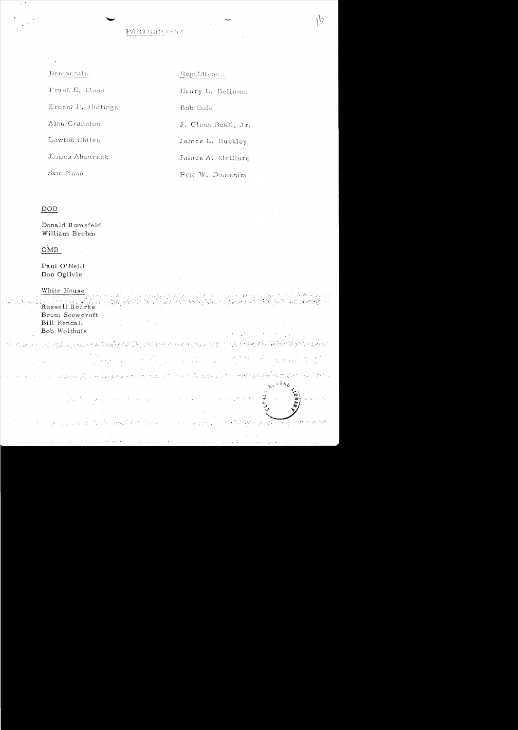# PARTICIPANTS

| Democrats | Republicans |
|---|---|
| Frank E. Moss | Henry L. Bellmon |
| Ernest F. Hollings | Bob Dole |
| Alan Cranston | J. Glenn Beall, Jr. |
| Lawton Chiles | James L. Buckley |
| James Abourezk | James A. McClure |
| Sam Nunn | Pete W. Domenici |

DOD

Donald Rumsfeld
William Brehm

OMB

Paul O'Neill
Don Ogilvie

White House

Russell Rourke
Brent Scowcroft
Bill Kendall
Bob Wolthuis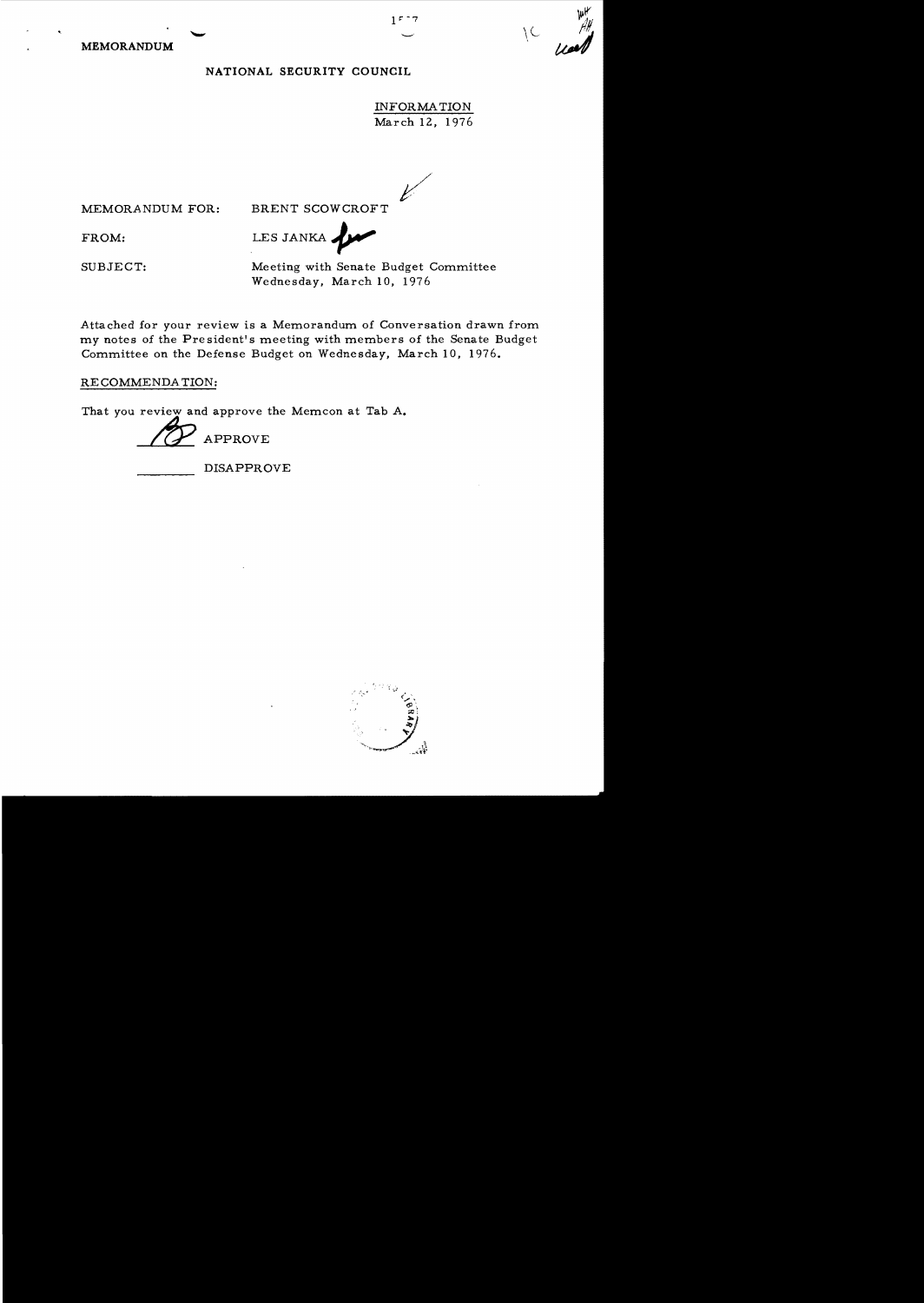MEMORANDUM

NATIONAL SECURITY COUNCIL

INFORMATION
March 12, 1976

MEMORANDUM FOR: BRENT SCOWCROFT

FROM: LES JANKA

SUBJECT: Meeting with Senate Budget Committee Wednesday, March 10, 1976

Attached for your review is a Memorandum of Conversation drawn from my notes of the President's meeting with members of the Senate Budget Committee on the Defense Budget on Wednesday, March 10, 1976.

RECOMMENDATION:

That you review and approve the Memcon at Tab A.

APPROVE

DISAPPROVE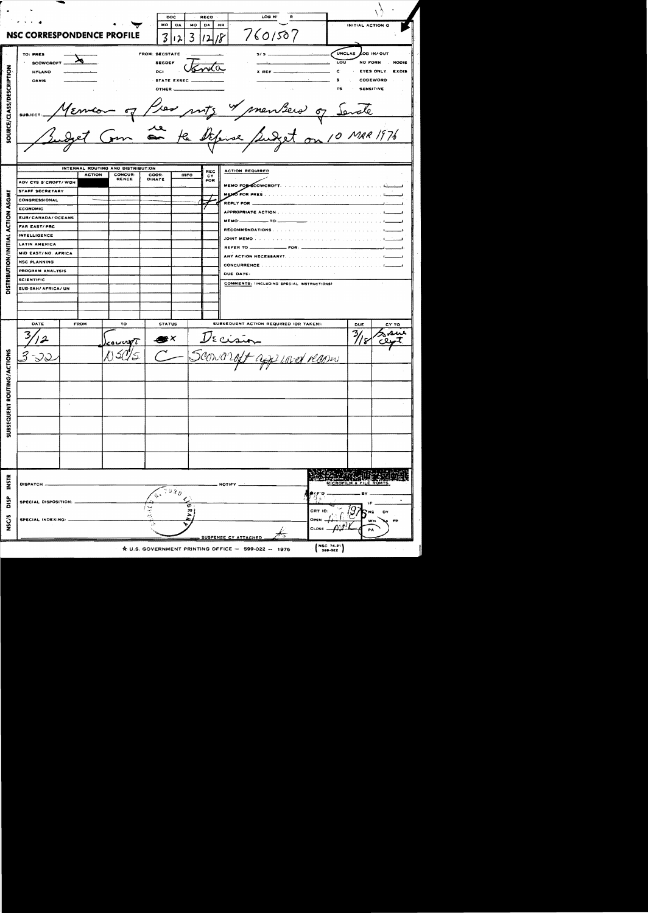# NSC CORRESPONDENCE PROFILE

| DOC | | RECD | | | LOG NUMBER | INITIAL ACTION O |
|---|---|---|---|---|---|---|
| MO | DA | MO | DA | HR | | |
| 3 | 12 | 3 | 12 | 18 | 760150 7 | |

**SOURCE/CLASS/DESCRIPTION**

TO: PRES
SCOWCROFT ✓
HYLAND
DAVIS

FROM: SECSTATE
SECDEF
DCI
STATE EXSEC
OTHER

Jenka

S/S
X REF

UNCLAS / LOU / C / S / TS
LOG IN/OUT
NO FORN / NODIS
EYES ONLY / EXDIS
CODEWORD
SENSITIVE

SUBJECT: Memcon of Pres mtg w/ members of Senate Budget Com re the Defense Budget on 10 MAR 1976

**DISTRIBUTION/INITIAL ACTION ASGMT**

| INTERNAL ROUTING AND DISTRIBUTION | ACTION | CONCURRENCE | COORDINATE | INFO | REC CY FOR |
|---|---|---|---|---|---|
| ADV CYS S'CROFT/WGH | | | | | |
| STAFF SECRETARY | | | | | |
| CONGRESSIONAL | | | | | |
| ECONOMIC | | | | | |
| EUR/CANADA/OCEANS | | | | | |
| FAR EAST/PRC | | | | | |
| INTELLIGENCE | | | | | |
| LATIN AMERICA | | | | | |
| MID EAST/NO. AFRICA | | | | | |
| NSC PLANNING | | | | | |
| PROGRAM ANALYSIS | | | | | |
| SCIENTIFIC | | | | | |
| SUB-SAH/AFRICA/UN | | | | | |

ACTION REQUIRED
MEMO FOR SCOWCROFT
MEMO FOR PRES ✓
REPLY FOR
APPROPRIATE ACTION
MEMO ___ TO ___
RECOMMENDATIONS
JOINT MEMO
REFER TO ___ FOR ___
ANY ACTION NECESSARY?
CONCURRENCE
DUE DATE:
COMMENTS: (INCLUDING SPECIAL INSTRUCTIONS)

**SUBSEQUENT ROUTING/ACTIONS**

| DATE | FROM | TO | STATUS | SUBSEQUENT ACTION REQUIRED (OR TAKEN): | DUE | CY TO |
|---|---|---|---|---|---|---|
| 3/12 | | Scowcroft | X | Decision | 3/18 | Janka |
| 3-22 | | NSC/S | C | Scowcroft approved memo | | |

**NSC/S DISP INSTR**

DISPATCH ___ NOTIFY ___
SPECIAL DISPOSITION: ___
SPECIAL INDEXING: ___
SUSPENSE CY ATTACHED

MICROFILM & FILE RQMTS
MF'D ___ BY ___
CRT ID: ___ IF
OPEN ___ NS DY
CLOSE ___ WH SA FP PA

★ U.S. GOVERNMENT PRINTING OFFICE — 599-022 — 1976 (NSC 76-21 599-022)